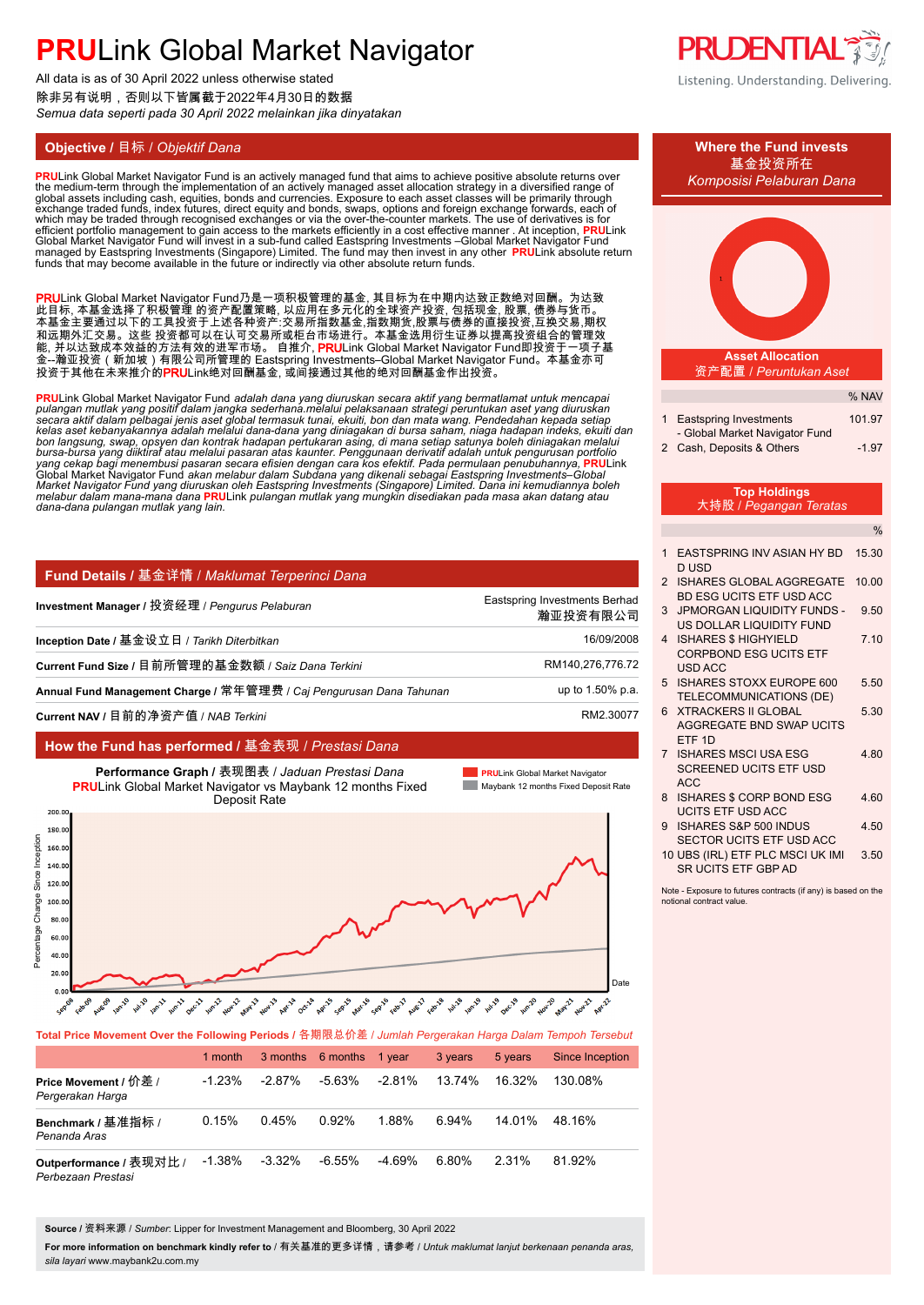# PRULink Global Market Navigator

All data is as of 30 April 2022 unless otherwise stated
除非另有说明，否则以下皆属截于2022年4月30日的数据
*Semua data seperti pada 30 April 2022 melainkan jika dinyatakan*

Listening. Understanding. Delivering.

## Objective / 目标 / *Objektif Dana*

**PRU**Link Global Market Navigator Fund is an actively managed fund that aims to achieve positive absolute returns over the medium-term through the implementation of an actively managed asset allocation strategy in a diversified range of global assets including cash, equities, bonds and currencies. Exposure to each asset classes will be primarily through exchange traded funds, index futures, direct equity and bonds, swaps, options and foreign exchange forwards, each of which may be traded through recognised exchanges or via the over-the-counter markets. The use of derivatives is for efficient portfolio management to gain access to the markets efficiently in a cost effective manner . At inception, **PRU**Link Global Market Navigator Fund will invest in a sub-fund called Eastspring Investments –Global Market Navigator Fund managed by Eastspring Investments (Singapore) Limited. The fund may then invest in any other **PRU**Link absolute return funds that may become available in the future or indirectly via other absolute return funds.

**PRU**Link Global Market Navigator Fund乃是一项积极管理的基金, 其目标为在中期内达致正数绝对回酬。为达致此目标, 本基金选择了积极管理 的资产配置策略, 以应用在多元化的全球资产投资, 包括现金, 股票, 债券与货币。本基金主要通过以下的工具投资于上述各种资产:交易所指数基金,指数期货,股票与债券的直接投资,互换交易,期权和远期外汇交易。这些 投资都可以在认可交易所或柜台市场进行。本基金选用衍生证券以提高投资组合的管理效能, 并以达致成本效益的方法有效的进军市场。 自推介, **PRU**Link Global Market Navigator Fund即投资于一项子基金--瀚亚投资（新加坡）有限公司所管理的 Eastspring Investments–Global Market Navigator Fund。本基金亦可投资于其他在未来推介的**PRU**Link绝对回酬基金, 或间接通过其他的绝对回酬基金作出投资。

***PRU**Link Global Market Navigator Fund adalah dana yang diuruskan secara aktif yang bermatlamat untuk mencapai pulangan mutlak yang positif dalam jangka sederhana.melalui pelaksanaan strategi peruntukan aset yang diuruskan secara aktif dalam pelbagai jenis aset global termasuk tunai, ekuiti, bon dan mata wang. Pendedahan kepada setiap kelas aset kebanyakannya adalah melalui dana-dana yang diniagakan di bursa saham, niaga hadapan indeks, ekuiti dan bon langsung, swap, opsyen dan kontrak hadapan pertukaran asing, di mana setiap satunya boleh diniagakan melalui bursa-bursa yang diiktiraf atau melalui pasaran atas kaunter. Penggunaan derivatif adalah untuk pengurusan portfolio yang cekap bagi menembusi pasaran secara efisien dengan cara kos efektif. Pada permulaan penubuhannya, **PRU**Link Global Market Navigator Fund akan melabur dalam Subdana yang dikenali sebagai Eastspring Investments–Global Market Navigator Fund yang diuruskan oleh Eastspring Investments (Singapore) Limited. Dana ini kemudiannya boleh melabur dalam mana-mana dana **PRU**Link pulangan mutlak yang mungkin disediakan pada masa akan datang atau dana-dana pulangan mutlak yang lain.*

## Fund Details / 基金详情 / *Maklumat Terperinci Dana*

| | |
|---|---|
| **Investment Manager** / 投资经理 / *Pengurus Pelaburan* | Eastspring Investments Berhad 瀚亚投资有限公司 |
| **Inception Date** / 基金设立日 / *Tarikh Diterbitkan* | 16/09/2008 |
| **Current Fund Size** / 目前所管理的基金数额 / *Saiz Dana Terkini* | RM140,276,776.72 |
| **Annual Fund Management Charge** / 常年管理费 / *Caj Pengurusan Dana Tahunan* | up to 1.50% p.a. |
| **Current NAV** / 目前的净资产值 / *NAB Terkini* | RM2.30077 |

## How the Fund has performed / 基金表现 / *Prestasi Dana*

**Performance Graph** / 表现图表 / *Jaduan Prestasi Dana*
**PRU**Link Global Market Navigator vs Maybank 12 months Fixed Deposit Rate

**Total Price Movement Over the Following Periods / 各期限总价差 / *Jumlah Pergerakan Harga Dalam Tempoh Tersebut***

| | 1 month | 3 months | 6 months | 1 year | 3 years | 5 years | Since Inception |
|---|---|---|---|---|---|---|---|
| **Price Movement** / 价差 / *Pergerakan Harga* | -1.23% | -2.87% | -5.63% | -2.81% | 13.74% | 16.32% | 130.08% |
| **Benchmark** / 基准指标 / *Penanda Aras* | 0.15% | 0.45% | 0.92% | 1.88% | 6.94% | 14.01% | 48.16% |
| **Outperformance** / 表现对比 / *Perbezaan Prestasi* | -1.38% | -3.32% | -6.55% | -4.69% | 6.80% | 2.31% | 81.92% |

**Source** / 资料来源 / *Sumber*: Lipper for Investment Management and Bloomberg, 30 April 2022

**For more information on benchmark kindly refer to** / 有关基准的更多详情，请参考 / *Untuk maklumat lanjut berkenaan penanda aras, sila layari* www.maybank2u.com.my

## Where the Fund invests / 基金投资所在 / *Komposisi Pelaburan Dana*

### Asset Allocation / 资产配置 / *Peruntukan Aset*

| | | % NAV |
|---|---|---|
| 1 | Eastspring Investments - Global Market Navigator Fund | 101.97 |
| 2 | Cash, Deposits & Others | -1.97 |

### Top Holdings / 大持股 / *Pegangan Teratas*

| | | % |
|---|---|---|
| 1 | EASTSPRING INV ASIAN HY BD D USD | 15.30 |
| 2 | ISHARES GLOBAL AGGREGATE BD ESG UCITS ETF USD ACC | 10.00 |
| 3 | JPMORGAN LIQUIDITY FUNDS - US DOLLAR LIQUIDITY FUND | 9.50 |
| 4 | ISHARES $ HIGHYIELD CORPBOND ESG UCITS ETF USD ACC | 7.10 |
| 5 | ISHARES STOXX EUROPE 600 TELECOMMUNICATIONS (DE) | 5.50 |
| 6 | XTRACKERS II GLOBAL AGGREGATE BND SWAP UCITS ETF 1D | 5.30 |
| 7 | ISHARES MSCI USA ESG SCREENED UCITS ETF USD ACC | 4.80 |
| 8 | ISHARES $ CORP BOND ESG UCITS ETF USD ACC | 4.60 |
| 9 | ISHARES S&P 500 INDUS SECTOR UCITS ETF USD ACC | 4.50 |
| 10 | UBS (IRL) ETF PLC MSCI UK IMI SR UCITS ETF GBP AD | 3.50 |

Note - Exposure to futures contracts (if any) is based on the notional contract value.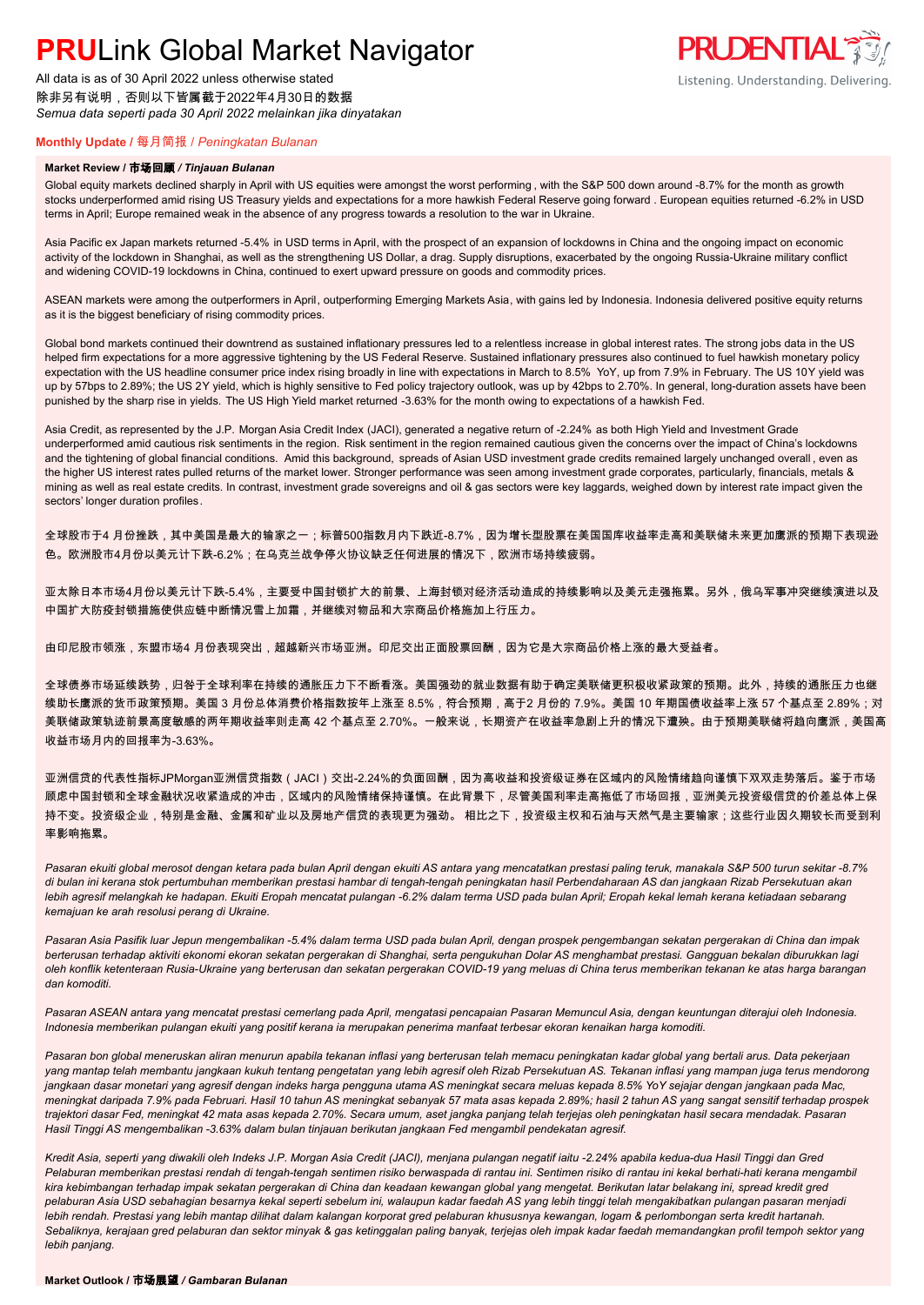# **PRU**Link Global Market Navigator

All data is as of 30 April 2022 unless otherwise stated
除非另有说明，否则以下皆属截于2022年4月30日的数据
*Semua data seperti pada 30 April 2022 melainkan jika dinyatakan*

Listening. Understanding. Delivering.

## **Monthly Update** / 每月简报 / *Peningkatan Bulanan*

### **Market Review / 市场回顾 / *Tinjauan Bulanan***

Global equity markets declined sharply in April with US equities were amongst the worst performing , with the S&P 500 down around -8.7% for the month as growth stocks underperformed amid rising US Treasury yields and expectations for a more hawkish Federal Reserve going forward . European equities returned -6.2% in USD terms in April; Europe remained weak in the absence of any progress towards a resolution to the war in Ukraine.

Asia Pacific ex Japan markets returned -5.4% in USD terms in April, with the prospect of an expansion of lockdowns in China and the ongoing impact on economic activity of the lockdown in Shanghai, as well as the strengthening US Dollar, a drag. Supply disruptions, exacerbated by the ongoing Russia-Ukraine military conflict and widening COVID-19 lockdowns in China, continued to exert upward pressure on goods and commodity prices.

ASEAN markets were among the outperformers in April, outperforming Emerging Markets Asia, with gains led by Indonesia. Indonesia delivered positive equity returns as it is the biggest beneficiary of rising commodity prices.

Global bond markets continued their downtrend as sustained inflationary pressures led to a relentless increase in global interest rates. The strong jobs data in the US helped firm expectations for a more aggressive tightening by the US Federal Reserve. Sustained inflationary pressures also continued to fuel hawkish monetary policy expectation with the US headline consumer price index rising broadly in line with expectations in March to 8.5% YoY, up from 7.9% in February. The US 10Y yield was up by 57bps to 2.89%; the US 2Y yield, which is highly sensitive to Fed policy trajectory outlook, was up by 42bps to 2.70%. In general, long-duration assets have been punished by the sharp rise in yields. The US High Yield market returned -3.63% for the month owing to expectations of a hawkish Fed.

Asia Credit, as represented by the J.P. Morgan Asia Credit Index (JACI), generated a negative return of -2.24% as both High Yield and Investment Grade underperformed amid cautious risk sentiments in the region. Risk sentiment in the region remained cautious given the concerns over the impact of China's lockdowns and the tightening of global financial conditions. Amid this background, spreads of Asian USD investment grade credits remained largely unchanged overall , even as the higher US interest rates pulled returns of the market lower. Stronger performance was seen among investment grade corporates, particularly, financials, metals & mining as well as real estate credits. In contrast, investment grade sovereigns and oil & gas sectors were key laggards, weighed down by interest rate impact given the sectors' longer duration profiles.

全球股市于4 月份挫跌，其中美国是最大的输家之一；标普500指数月内下跌近-8.7%，因为增长型股票在美国国库收益率走高和美联储未来更加鹰派的预期下表现逊色。欧洲股市4月份以美元计下跌-6.2%；在乌克兰战争停火协议缺乏任何进展的情况下，欧洲市场持续疲弱。

亚太除日本市场4月份以美元计下跌-5.4%，主要受中国封锁扩大的前景、上海封锁对经济活动造成的持续影响以及美元走强拖累。另外，俄乌军事冲突继续演进以及中国扩大防疫封锁措施使供应链中断情况雪上加霜，并继续对物品和大宗商品价格施加上行压力。

由印尼股市领涨，东盟市场4 月份表现突出，超越新兴市场亚洲。印尼交出正面股票回酬，因为它是大宗商品价格上涨的最大受益者。

全球债券市场延续跌势，归咎于全球利率在持续的通胀压力下不断看涨。美国强劲的就业数据有助于确定美联储更积极收紧政策的预期。此外，持续的通胀压力也继续助长鹰派的货币政策预期。美国 3 月份总体消费价格指数按年上涨至 8.5%，符合预期，高于2 月份的 7.9%。美国 10 年期国债收益率上涨 57 个基点至 2.89%；对美联储政策轨迹前景高度敏感的两年期收益率则走高 42 个基点至 2.70%。一般来说，长期资产在收益率急剧上升的情况下遭殃。由于预期美联储将趋向鹰派，美国高收益市场月内的回报率为-3.63%。

亚洲信贷的代表性指标JPMorgan亚洲信贷指数（JACI）交出-2.24%的负面回酬，因为高收益和投资级证券在区域内的风险情绪趋向谨慎下双双走势落后。鉴于市场顾虑中国封锁和全球金融状况收紧造成的冲击，区域内的风险情绪保持谨慎。在此背景下，尽管美国利率走高拖低了市场回报，亚洲美元投资级信贷的价差总体上保持不变。投资级企业，特别是金融、金属和矿业以及房地产信贷的表现更为强劲。 相比之下，投资级主权和石油与天然气是主要输家；这些行业因久期较长而受到利率影响拖累。

*Pasaran ekuiti global merosot dengan ketara pada bulan April dengan ekuiti AS antara yang mencatatkan prestasi paling teruk, manakala S&P 500 turun sekitar -8.7% di bulan ini kerana stok pertumbuhan memberikan prestasi hambar di tengah-tengah peningkatan hasil Perbendaharaan AS dan jangkaan Rizab Persekutuan akan lebih agresif melangkah ke hadapan. Ekuiti Eropah mencatat pulangan -6.2% dalam terma USD pada bulan April; Eropah kekal lemah kerana ketiadaan sebarang kemajuan ke arah resolusi perang di Ukraine.*

*Pasaran Asia Pasifik luar Jepun mengembalikan -5.4% dalam terma USD pada bulan April, dengan prospek pengembangan sekatan pergerakan di China dan impak berterusan terhadap aktiviti ekonomi ekoran sekatan pergerakan di Shanghai, serta pengukuhan Dolar AS menghambat prestasi. Gangguan bekalan diburukkan lagi oleh konflik ketenteraan Rusia-Ukraine yang berterusan dan sekatan pergerakan COVID-19 yang meluas di China terus memberikan tekanan ke atas harga barangan dan komoditi.*

*Pasaran ASEAN antara yang mencatat prestasi cemerlang pada April, mengatasi pencapaian Pasaran Memuncul Asia, dengan keuntungan diterajui oleh Indonesia. Indonesia memberikan pulangan ekuiti yang positif kerana ia merupakan penerima manfaat terbesar ekoran kenaikan harga komoditi.*

*Pasaran bon global meneruskan aliran menurun apabila tekanan inflasi yang berterusan telah memacu peningkatan kadar global yang bertali arus. Data pekerjaan yang mantap telah membantu jangkaan kukuh tentang pengetatan yang lebih agresif oleh Rizab Persekutuan AS. Tekanan inflasi yang mampan juga terus mendorong jangkaan dasar monetari yang agresif dengan indeks harga pengguna utama AS meningkat secara meluas kepada 8.5% YoY sejajar dengan jangkaan pada Mac, meningkat daripada 7.9% pada Februari. Hasil 10 tahun AS meningkat sebanyak 57 mata asas kepada 2.89%; hasil 2 tahun AS yang sangat sensitif terhadap prospek trajektori dasar Fed, meningkat 42 mata asas kepada 2.70%. Secara umum, aset jangka panjang telah terjejas oleh peningkatan hasil secara mendadak. Pasaran Hasil Tinggi AS mengembalikan -3.63% dalam bulan tinjauan berikutan jangkaan Fed mengambil pendekatan agresif.*

*Kredit Asia, seperti yang diwakili oleh Indeks J.P. Morgan Asia Credit (JACI), menjana pulangan negatif iaitu -2.24% apabila kedua-dua Hasil Tinggi dan Gred Pelaburan memberikan prestasi rendah di tengah-tengah sentimen risiko berwaspada di rantau ini. Sentimen risiko di rantau ini kekal berhati-hati kerana mengambil kira kebimbangan terhadap impak sekatan pergerakan di China dan keadaan kewangan global yang mengetat. Berikutan latar belakang ini, spread kredit gred pelaburan Asia USD sebahagian besarnya kekal seperti sebelum ini, walaupun kadar faedah AS yang lebih tinggi telah mengakibatkan pulangan pasaran menjadi lebih rendah. Prestasi yang lebih mantap dilihat dalam kalangan korporat gred pelaburan khususnya kewangan, logam & perlombongan serta kredit hartanah. Sebaliknya, kerajaan gred pelaburan dan sektor minyak & gas ketinggalan paling banyak, terjejas oleh impak kadar faedah memandangkan profil tempoh sektor yang lebih panjang.*

### **Market Outlook / 市场展望 / *Gambaran Bulanan***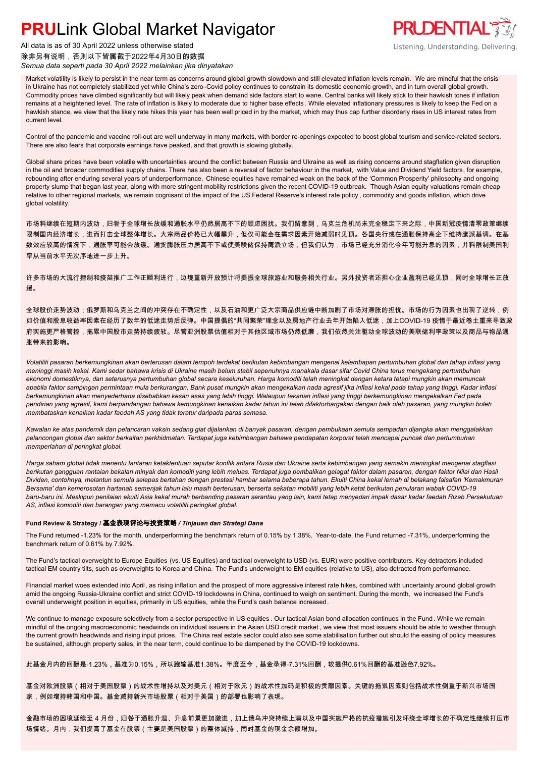# PRULink Global Market Navigator

All data is as of 30 April 2022 unless otherwise stated
除非另有说明，否则以下皆属截于2022年4月30日的数据
*Semua data seperti pada 30 April 2022 melainkan jika dinyatakan*

Market volatility is likely to persist in the near term as concerns around global growth slowdown and still elevated inflation levels remain. We are mindful that the crisis in Ukraine has not completely stabilized yet while China's zero-Covid policy continues to constrain its domestic economic growth, and in turn overall global growth. Commodity prices have climbed significantly but will likely peak when demand side factors start to wane. Central banks will likely stick to their hawkish tones if inflation remains at a heightened level. The rate of inflation is likely to moderate due to higher base effects . While elevated inflationary pressures is likely to keep the Fed on a hawkish stance, we view that the likely rate hikes this year has been well priced in by the market, which may thus cap further disorderly rises in US interest rates from current level.

Control of the pandemic and vaccine roll-out are well underway in many markets, with border re-openings expected to boost global tourism and service-related sectors. There are also fears that corporate earnings have peaked, and that growth is slowing globally.

Global share prices have been volatile with uncertainties around the conflict between Russia and Ukraine as well as rising concerns around stagflation given disruption in the oil and broader commodities supply chains. There has also been a reversal of factor behaviour in the market, with Value and Dividend Yield factors, for example, rebounding after enduring several years of underperformance. Chinese equities have remained weak on the back of the 'Common Prosperity' philosophy and ongoing property slump that began last year, along with more stringent mobility restrictions given the recent COVID-19 outbreak. Though Asian equity valuations remain cheap relative to other regional markets, we remain cognisant of the impact of the US Federal Reserve's interest rate policy , commodity and goods inflation, which drive global volatility.

市场料继续在短期内波动，归咎于全球增长放缓和通胀水平仍然居高不下的顾虑困扰。我们留意到，乌克兰危机尚未完全稳定下来之际，中国新冠疫情清零政策继续限制国内经济增长，进而打击全球整体增长。大宗商品价格已大幅攀升，但仅可能会在需求因素开始减弱时见顶。各国央行或在通胀保持高企下维持鹰派基调。在基数效应较高的情况下，通胀率可能会放缓。通货膨胀压力居高不下或使美联储保持鹰派立场，但我们认为，市场已经充分消化今年可能升息的因素，并料限制美国利率从当前水平无次序地进一步上升。

许多市场的大流行控制和疫苗推广工作正顺利进行，边境重新开放预计将提振全球旅游业和服务相关行业。另外投资者还担心企业盈利已经见顶，同时全球增长正放缓。

全球股价走势波动；俄罗斯和乌克兰之间的冲突存在不确定性，以及石油和更广泛大宗商品供应链中断加剧了市场对滞胀的担忧。市场的行为因素也出现了逆转，例如价值和股息收益率因素在经历了数年的低迷走势后反弹。中国提倡的"共同繁荣"理念以及房地产行业去年开始陷入低迷，加上COVID-19 疫情于最近卷土重来导致政府实施更严格管控，拖累中国股市走势持续疲软。尽管亚洲股票估值相对于其他区域市场仍然低廉，我们依然关注驱动全球波动的美联储利率政策以及商品与物品通胀带来的影响。

*Volatiliti pasaran berkemungkinan akan berterusan dalam tempoh terdekat berikutan kebimbangan mengenai kelembapan pertumbuhan global dan tahap inflasi yang meninggi masih kekal. Kami sedar bahawa krisis di Ukraine masih belum stabil sepenuhnya manakala dasar sifar Covid China terus mengekang pertumbuhan ekonomi domestiknya, dan seterusnya pertumbuhan global secara keseluruhan. Harga komoditi telah meningkat dengan ketara tetapi mungkin akan memuncak apabila faktor sampingan permintaan mula berkurangan. Bank pusat mungkin akan mengekalkan nada agresif jika inflasi kekal pada tahap yang tinggi. Kadar inflasi berkemungkinan akan menyederhana disebabkan kesan asas yang lebih tinggi. Walaupun tekanan inflasi yang tinggi berkemungkinan mengekalkan Fed pada pendirian yang agresif, kami berpandangan bahawa kemungkinan kenaikan kadar tahun ini telah difaktorhargakan dengan baik oleh pasaran, yang mungkin boleh membataskan kenaikan kadar faedah AS yang tidak teratur daripada paras semasa.*

*Kawalan ke atas pandemik dan pelancaran vaksin sedang giat dijalankan di banyak pasaran, dengan pembukaan semula sempadan dijangka akan menggalakkan pelancongan global dan sektor berkaitan perkhidmatan. Terdapat juga kebimbangan bahawa pendapatan korporat telah mencapai puncak dan pertumbuhan memperlahan di peringkat global.*

*Harga saham global tidak menentu lantaran ketaktentuan seputar konflik antara Rusia dan Ukraine serta kebimbangan yang semakin meningkat mengenai stagflasi berikutan gangguan rantaian bekalan minyak dan komoditi yang lebih meluas. Terdapat juga pembalikan gelagat faktor dalam pasaran, dengan faktor Nilai dan Hasil Dividen, contohnya, melantun semula selepas bertahan dengan prestasi hambar selama beberapa tahun. Ekuiti China kekal lemah di belakang falsafah 'Kemakmuran Bersama' dan kemerosotan hartanah semenjak tahun lalu masih berterusan, berserta sekatan mobiliti yang lebih ketat berikutan penularan wabak COVID-19 baru-baru ini. Meskipun penilaian ekuiti Asia kekal murah berbanding pasaran serantau yang lain, kami tetap menyedari impak dasar kadar faedah Rizab Persekutuan AS, inflasi komoditi dan barangan yang memacu volatiliti peringkat global.*

### Fund Review & Strategy / 基金表现评论与投资策略 / *Tinjauan dan Strategi Dana*

The Fund returned -1.23% for the month, underperforming the benchmark return of 0.15% by 1.38%. Year-to-date, the Fund returned -7.31%, underperforming the benchmark return of 0.61% by 7.92%.

The Fund's tactical overweight to Europe Equities (vs. US Equities) and tactical overweight to USD (vs. EUR) were positive contributors. Key detractors included tactical EM country tilts, such as overweights to Korea and China. The Fund's underweight to EM equities (relative to US), also detracted from performance.

Financial market woes extended into April, as rising inflation and the prospect of more aggressive interest rate hikes, combined with uncertainty around global growth amid the ongoing Russia-Ukraine conflict and strict COVID-19 lockdowns in China, continued to weigh on sentiment. During the month, we increased the Fund's overall underweight position in equities, primarily in US equities, while the Fund's cash balance increased.

We continue to manage exposure selectively from a sector perspective in US equities . Our tactical Asian bond allocation continues in the Fund . While we remain mindful of the ongoing macroeconomic headwinds on individual issuers in the Asian USD credit market , we view that most issuers should be able to weather through the current growth headwinds and rising input prices. The China real estate sector could also see some stabilisation further out should the easing of policy measures be sustained, although property sales, in the near term, could continue to be dampened by the COVID-19 lockdowns.

此基金月内的回酬是-1.23%，基准为0.15%，所以跑输基准1.38%。年度至今，基金录得-7.31%回酬，较提供0.61%回酬的基准逊色7.92%。

基金对欧洲股票（相对于美国股票）的战术性增持以及对美元（相对于欧元）的战术性加码是积极的贡献因素。关键的拖累因素则包括战术性侧重于新兴市场国家，例如增持韩国和中国。基金减持新兴市场股票（相对于美国）的部署也影响了表现。

金融市场的困境延续至 4 月份，归咎于通胀升温、升息前景更加激进，加上俄乌冲突持续上演以及中国实施严格的抗疫措施引发环绕全球增长的不确定性继续打压市场情绪。月内，我们提高了基金在股票（主要是美国股票）的整体减持，同时基金的现金余额增加。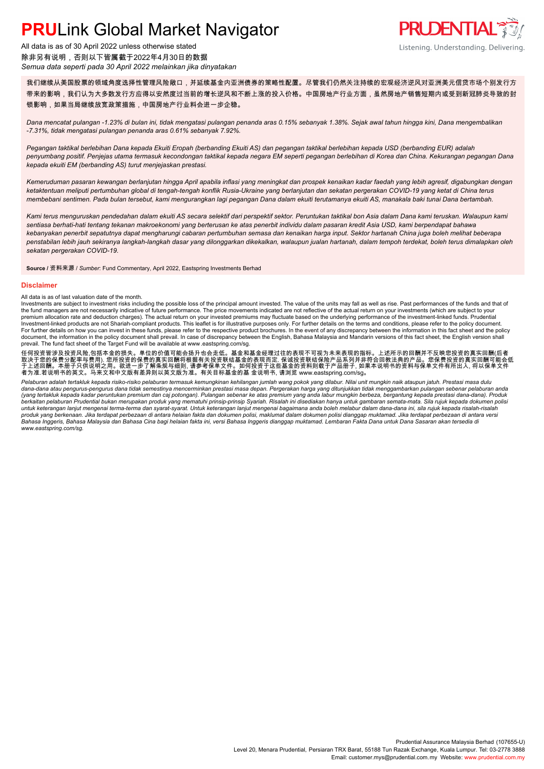# **PRU**Link Global Market Navigator

All data is as of 30 April 2022 unless otherwise stated
除非另有说明，否则以下皆属截于2022年4月30日的数据
*Semua data seperti pada 30 April 2022 melainkan jika dinyatakan*

我们继续从美国股票的领域角度选择性管理风险敞口，并延续基金内亚洲债券的策略性配置。尽管我们仍然关注持续的宏观经济逆风对亚洲美元信贷市场个别发行方带来的影响，我们认为大多数发行方应得以安然度过当前的增长逆风和不断上涨的投入价格。中国房地产行业方面，虽然房地产销售短期内或受到新冠肺炎导致的封锁影响，如果当局继续放宽政策措施，中国房地产行业料会进一步企稳。

*Dana mencatat pulangan -1.23% di bulan ini, tidak mengatasi pulangan penanda aras 0.15% sebanyak 1.38%. Sejak awal tahun hingga kini, Dana mengembalikan -7.31%, tidak mengatasi pulangan penanda aras 0.61% sebanyak 7.92%.*

*Pegangan taktikal berlebihan Dana kepada Ekuiti Eropah (berbanding Ekuiti AS) dan pegangan taktikal berlebihan kepada USD (berbanding EUR) adalah penyumbang positif. Penjejas utama termasuk kecondongan taktikal kepada negara EM seperti pegangan berlebihan di Korea dan China. Kekurangan pegangan Dana kepada ekuiti EM (berbanding AS) turut menjejaskan prestasi.*

*Kemeruduman pasaran kewangan berlanjutan hingga April apabila inflasi yang meningkat dan prospek kenaikan kadar faedah yang lebih agresif, digabungkan dengan ketaktentuan meliputi pertumbuhan global di tengah-tengah konflik Rusia-Ukraine yang berlanjutan dan sekatan pergerakan COVID-19 yang ketat di China terus membebani sentimen. Pada bulan tersebut, kami mengurangkan lagi pegangan Dana dalam ekuiti terutamanya ekuiti AS, manakala baki tunai Dana bertambah.*

*Kami terus menguruskan pendedahan dalam ekuiti AS secara selektif dari perspektif sektor. Peruntukan taktikal bon Asia dalam Dana kami teruskan. Walaupun kami sentiasa berhati-hati tentang tekanan makroekonomi yang berterusan ke atas penerbit individu dalam pasaran kredit Asia USD, kami berpendapat bahawa kebanyakan penerbit sepatutnya dapat mengharungi cabaran pertumbuhan semasa dan kenaikan harga input. Sektor hartanah China juga boleh melihat beberapa penstabilan lebih jauh sekiranya langkah-langkah dasar yang dilonggarkan dikekalkan, walaupun jualan hartanah, dalam tempoh terdekat, boleh terus dimalapkan oleh sekatan pergerakan COVID-19.*

**Source** / 资料来源 / *Sumber*: Fund Commentary, April 2022, Eastspring Investments Berhad

## Disclaimer

All data is as of last valuation date of the month.
Investments are subject to investment risks including the possible loss of the principal amount invested. The value of the units may fall as well as rise. Past performances of the funds and that of the fund managers are not necessarily indicative of future performance. The price movements indicated are not reflective of the actual return on your investments (which are subject to your premium allocation rate and deduction charges). The actual return on your invested premiums may fluctuate based on the underlying performance of the investment-linked funds. Prudential Investment-linked products are not Shariah-compliant products. This leaflet is for illustrative purposes only. For further details on the terms and conditions, please refer to the policy document. For further details on how you can invest in these funds, please refer to the respective product brochures. In the event of any discrepancy between the information in this fact sheet and the policy document, the information in the policy document shall prevail. In case of discrepancy between the English, Bahasa Malaysia and Mandarin versions of this fact sheet, the English version shall prevail. The fund fact sheet of the Target Fund will be available at www .eastspring.com/sg.

任何投资皆涉及投资风险,包括本金的损失。单位的价值可能会扬升也会走低。基金和基金经理过往的表现不可视为未来表现的指标。上述所示的回酬并不反映您投资的真实回酬(后者取决于您的保费分配率与费用). 您所投资的保费的真实回酬将根据有关投资联结基金的表现而定. 保诚投资联结保险产品系列并非符合回教法典的产品。您保费投资的真实回酬可能会低于上述回酬。本册子只供说明之用。欲进一步了解条规与细则, 请参考保单文件。如何投资于这些基金的资料则载于产品册子, 如果本说明书的资料与保单文件有所出入, 将以保单文件者为准.若说明书的英文。马来文和中文版有差异则以英文版为准。有关目标基金的基 金说明书, 请浏览 www.eastspring.com/sg。

*Pelaburan adalah tertakluk kepada risiko-risiko pelaburan termasuk kemungkinan kehilangan jumlah wang pokok yang dilabur. Nilai unit mungkin naik ataupun jatuh. Prestasi masa dulu dana-dana atau pengurus-pengurus dana tidak semestinya mencerminkan prestasi masa depan. Pergerakan harga yang ditunjukkan tidak menggambarkan pulangan sebenar pelaburan anda (yang tertakluk kepada kadar peruntukan premium dan caj potongan). Pulangan sebenar ke atas premium yang anda labur mungkin berbeza, bergantung kepada prestasi dana-dana). Produk berkaitan pelaburan Prudential bukan merupakan produk yang mematuhi prinsip-prinsip Syariah. Risalah ini disediakan hanya untuk gambaran semata-mata. Sila rujuk kepada dokumen polisi untuk keterangan lanjut mengenai terma-terma dan syarat-syarat. Untuk keterangan lanjut mengenai bagaimana anda boleh melabur dalam dana-dana ini, sila rujuk kepada risalah-risalah produk yang berkenaan. Jika terdapat perbezaan di antara helaian fakta dan dokumen polisi, maklumat dalam dokumen polisi dianggap muktamad. Jika terdapat perbezaan di antara versi Bahasa Inggeris, Bahasa Malaysia dan Bahasa Cina bagi helaian fakta ini, versi Bahasa Inggeris dianggap muktamad. Lembaran Fakta Dana untuk Dana Sasaran akan tersedia di www.eastspring.com/sg.*

Prudential Assurance Malaysia Berhad (107655-U)
Level 20, Menara Prudential, Persiaran TRX Barat, 55188 Tun Razak Exchange, Kuala Lumpur. Tel: 03-2778 3888
Email: customer.mys@prudential.com.my Website: www.prudential.com.my